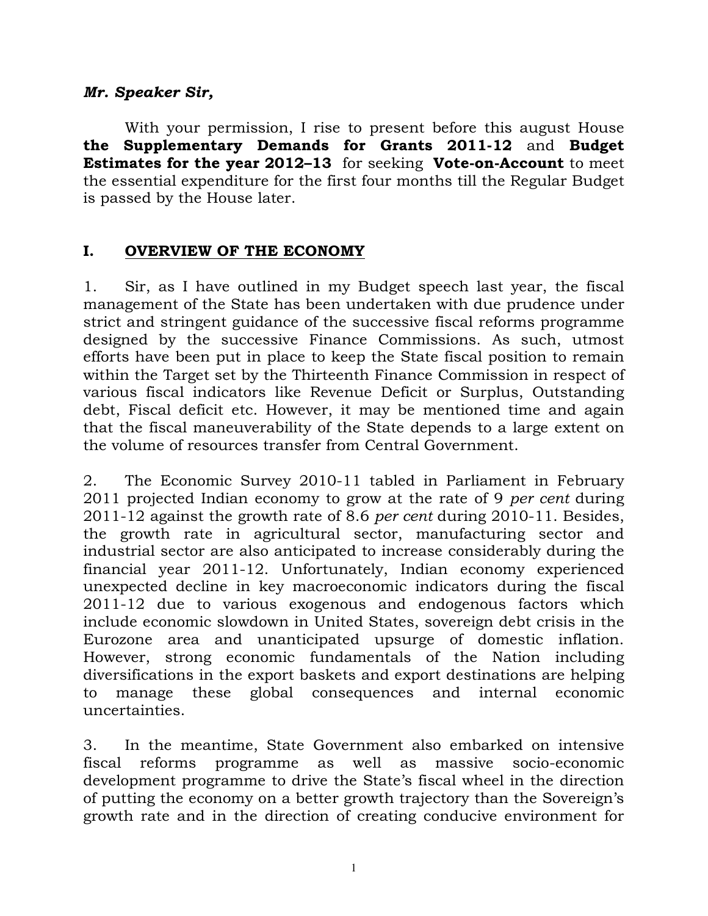***Mr. Speaker Sir,***

With your permission, I rise to present before this august House **the Supplementary Demands for Grants 2011-12** and **Budget Estimates for the year 2012–13** for seeking **Vote-on-Account** to meet the essential expenditure for the first four months till the Regular Budget is passed by the House later.

## I. OVERVIEW OF THE ECONOMY

1. Sir, as I have outlined in my Budget speech last year, the fiscal management of the State has been undertaken with due prudence under strict and stringent guidance of the successive fiscal reforms programme designed by the successive Finance Commissions. As such, utmost efforts have been put in place to keep the State fiscal position to remain within the Target set by the Thirteenth Finance Commission in respect of various fiscal indicators like Revenue Deficit or Surplus, Outstanding debt, Fiscal deficit etc. However, it may be mentioned time and again that the fiscal maneuverability of the State depends to a large extent on the volume of resources transfer from Central Government.

2. The Economic Survey 2010-11 tabled in Parliament in February 2011 projected Indian economy to grow at the rate of 9 *per cent* during 2011-12 against the growth rate of 8.6 *per cent* during 2010-11. Besides, the growth rate in agricultural sector, manufacturing sector and industrial sector are also anticipated to increase considerably during the financial year 2011-12. Unfortunately, Indian economy experienced unexpected decline in key macroeconomic indicators during the fiscal 2011-12 due to various exogenous and endogenous factors which include economic slowdown in United States, sovereign debt crisis in the Eurozone area and unanticipated upsurge of domestic inflation. However, strong economic fundamentals of the Nation including diversifications in the export baskets and export destinations are helping to manage these global consequences and internal economic uncertainties.

3. In the meantime, State Government also embarked on intensive fiscal reforms programme as well as massive socio-economic development programme to drive the State's fiscal wheel in the direction of putting the economy on a better growth trajectory than the Sovereign's growth rate and in the direction of creating conducive environment for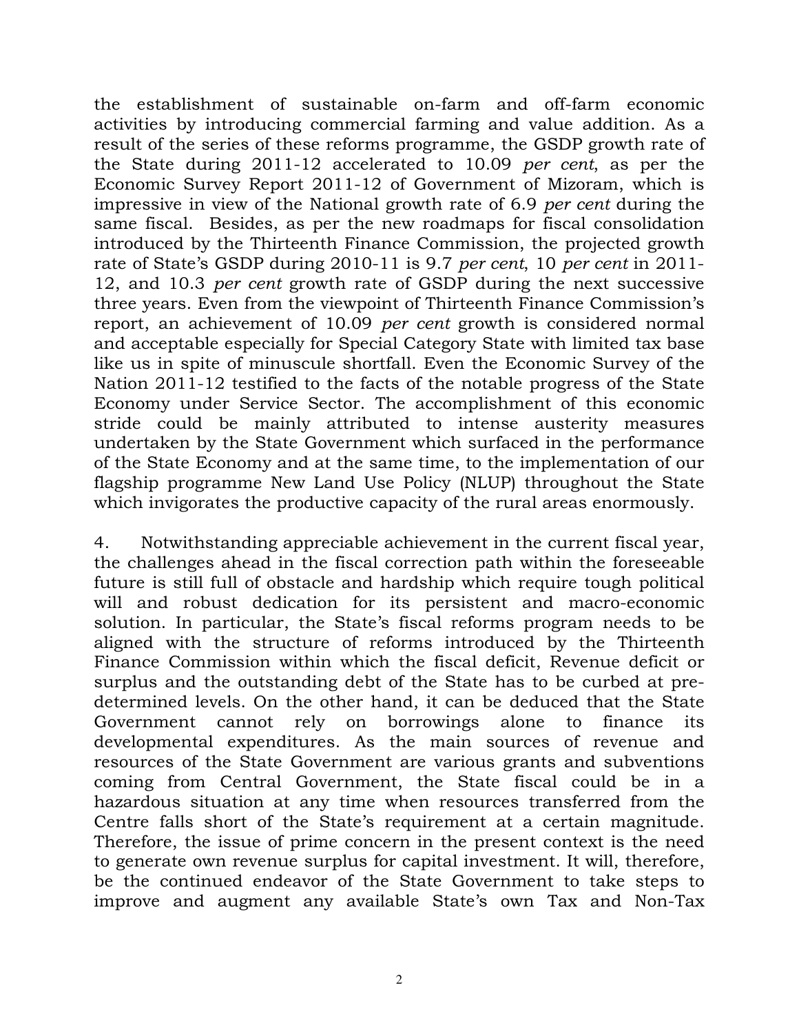the establishment of sustainable on-farm and off-farm economic activities by introducing commercial farming and value addition. As a result of the series of these reforms programme, the GSDP growth rate of the State during 2011-12 accelerated to 10.09 *per cent*, as per the Economic Survey Report 2011-12 of Government of Mizoram, which is impressive in view of the National growth rate of 6.9 *per cent* during the same fiscal. Besides, as per the new roadmaps for fiscal consolidation introduced by the Thirteenth Finance Commission, the projected growth rate of State's GSDP during 2010-11 is 9.7 *per cent*, 10 *per cent* in 2011-12, and 10.3 *per cent* growth rate of GSDP during the next successive three years. Even from the viewpoint of Thirteenth Finance Commission's report, an achievement of 10.09 *per cent* growth is considered normal and acceptable especially for Special Category State with limited tax base like us in spite of minuscule shortfall. Even the Economic Survey of the Nation 2011-12 testified to the facts of the notable progress of the State Economy under Service Sector. The accomplishment of this economic stride could be mainly attributed to intense austerity measures undertaken by the State Government which surfaced in the performance of the State Economy and at the same time, to the implementation of our flagship programme New Land Use Policy (NLUP) throughout the State which invigorates the productive capacity of the rural areas enormously.

4. Notwithstanding appreciable achievement in the current fiscal year, the challenges ahead in the fiscal correction path within the foreseeable future is still full of obstacle and hardship which require tough political will and robust dedication for its persistent and macro-economic solution. In particular, the State's fiscal reforms program needs to be aligned with the structure of reforms introduced by the Thirteenth Finance Commission within which the fiscal deficit, Revenue deficit or surplus and the outstanding debt of the State has to be curbed at pre-determined levels. On the other hand, it can be deduced that the State Government cannot rely on borrowings alone to finance its developmental expenditures. As the main sources of revenue and resources of the State Government are various grants and subventions coming from Central Government, the State fiscal could be in a hazardous situation at any time when resources transferred from the Centre falls short of the State's requirement at a certain magnitude. Therefore, the issue of prime concern in the present context is the need to generate own revenue surplus for capital investment. It will, therefore, be the continued endeavor of the State Government to take steps to improve and augment any available State's own Tax and Non-Tax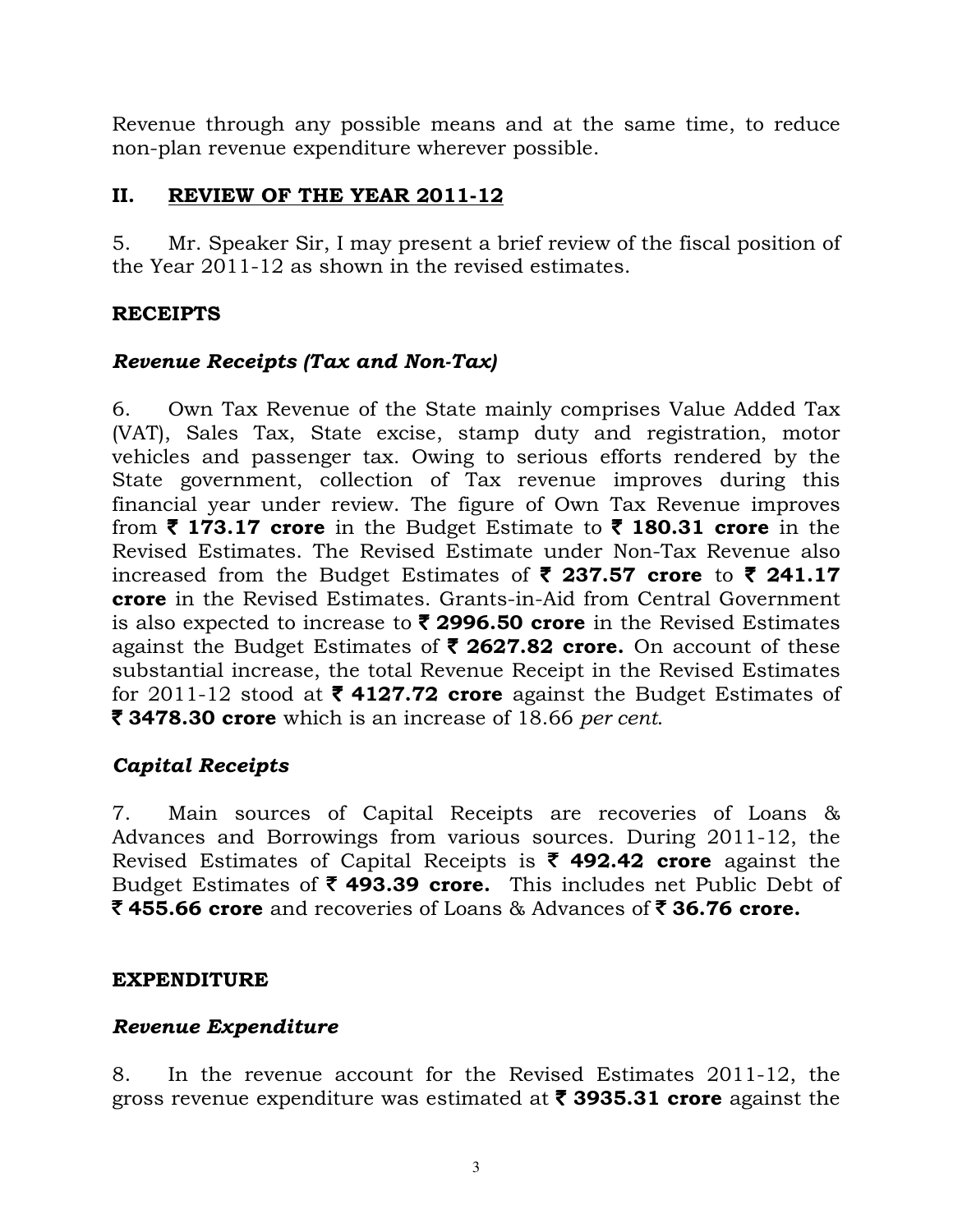Revenue through any possible means and at the same time, to reduce non-plan revenue expenditure wherever possible.

## II. REVIEW OF THE YEAR 2011-12

5. Mr. Speaker Sir, I may present a brief review of the fiscal position of the Year 2011-12 as shown in the revised estimates.

### RECEIPTS

#### *Revenue Receipts (Tax and Non-Tax)*

6. Own Tax Revenue of the State mainly comprises Value Added Tax (VAT), Sales Tax, State excise, stamp duty and registration, motor vehicles and passenger tax. Owing to serious efforts rendered by the State government, collection of Tax revenue improves during this financial year under review. The figure of Own Tax Revenue improves from **₹ 173.17 crore** in the Budget Estimate to **₹ 180.31 crore** in the Revised Estimates. The Revised Estimate under Non-Tax Revenue also increased from the Budget Estimates of **₹ 237.57 crore** to **₹ 241.17 crore** in the Revised Estimates. Grants-in-Aid from Central Government is also expected to increase to **₹ 2996.50 crore** in the Revised Estimates against the Budget Estimates of **₹ 2627.82 crore.** On account of these substantial increase, the total Revenue Receipt in the Revised Estimates for 2011-12 stood at **₹ 4127.72 crore** against the Budget Estimates of **₹ 3478.30 crore** which is an increase of 18.66 *per cent*.

#### *Capital Receipts*

7. Main sources of Capital Receipts are recoveries of Loans & Advances and Borrowings from various sources. During 2011-12, the Revised Estimates of Capital Receipts is **₹ 492.42 crore** against the Budget Estimates of **₹ 493.39 crore.** This includes net Public Debt of **₹ 455.66 crore** and recoveries of Loans & Advances of **₹ 36.76 crore.**

### EXPENDITURE

#### *Revenue Expenditure*

8. In the revenue account for the Revised Estimates 2011-12, the gross revenue expenditure was estimated at **₹ 3935.31 crore** against the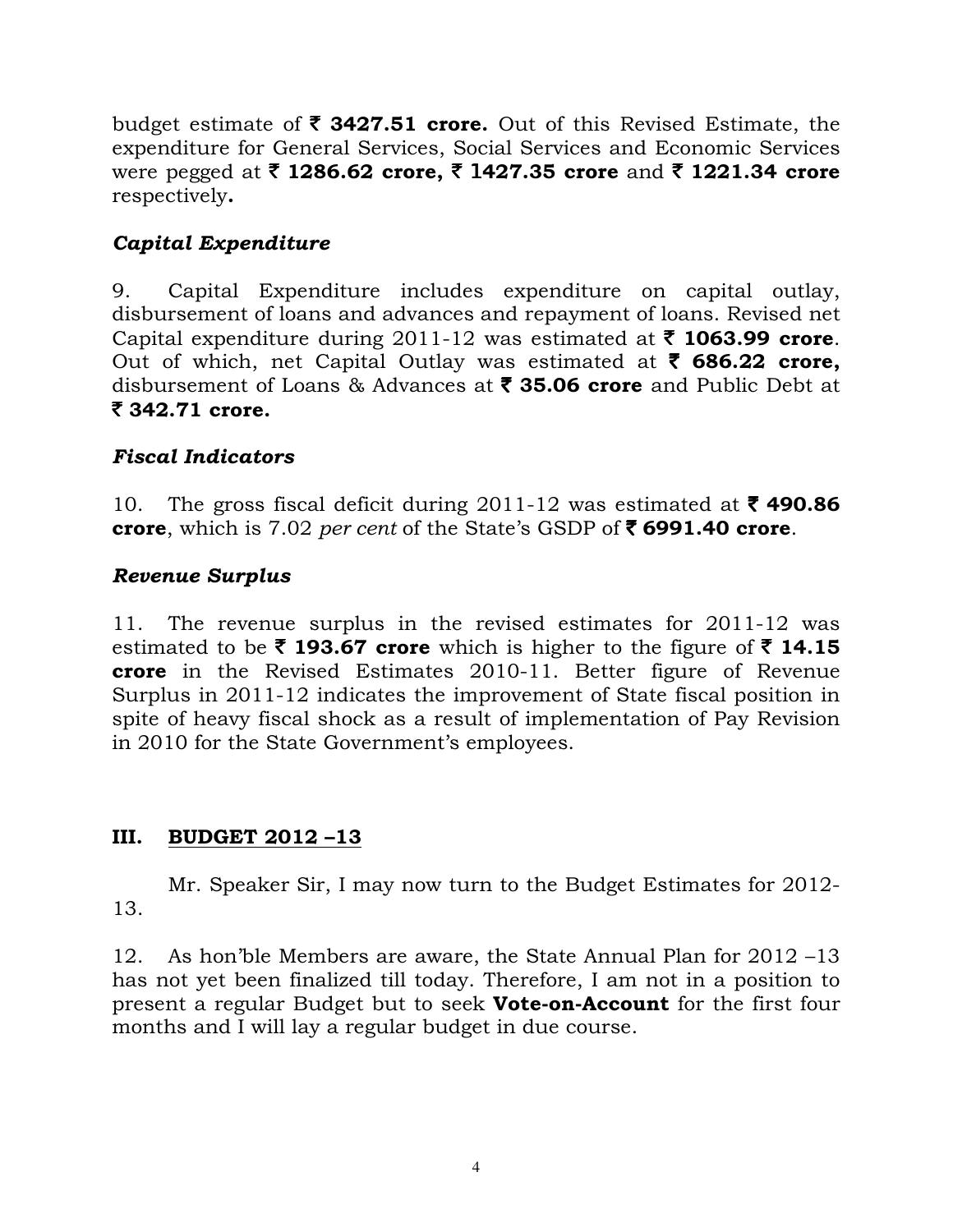budget estimate of ₹ **3427.51 crore.** Out of this Revised Estimate, the expenditure for General Services, Social Services and Economic Services were pegged at ₹ **1286.62 crore,** ₹ **1427.35 crore** and ₹ **1221.34 crore** respectively**.**

### *Capital Expenditure*

9. Capital Expenditure includes expenditure on capital outlay, disbursement of loans and advances and repayment of loans. Revised net Capital expenditure during 2011-12 was estimated at ₹ **1063.99 crore**. Out of which, net Capital Outlay was estimated at ₹ **686.22 crore,** disbursement of Loans & Advances at ₹ **35.06 crore** and Public Debt at ₹ **342.71 crore.**

### *Fiscal Indicators*

10. The gross fiscal deficit during 2011-12 was estimated at ₹ **490.86 crore**, which is 7.02 *per cent* of the State's GSDP of ₹ **6991.40 crore**.

### *Revenue Surplus*

11. The revenue surplus in the revised estimates for 2011-12 was estimated to be ₹ **193.67 crore** which is higher to the figure of ₹ **14.15 crore** in the Revised Estimates 2010-11. Better figure of Revenue Surplus in 2011-12 indicates the improvement of State fiscal position in spite of heavy fiscal shock as a result of implementation of Pay Revision in 2010 for the State Government's employees.

## III. BUDGET 2012 –13

Mr. Speaker Sir, I may now turn to the Budget Estimates for 2012-13.

12. As hon'ble Members are aware, the State Annual Plan for 2012 –13 has not yet been finalized till today. Therefore, I am not in a position to present a regular Budget but to seek **Vote-on-Account** for the first four months and I will lay a regular budget in due course.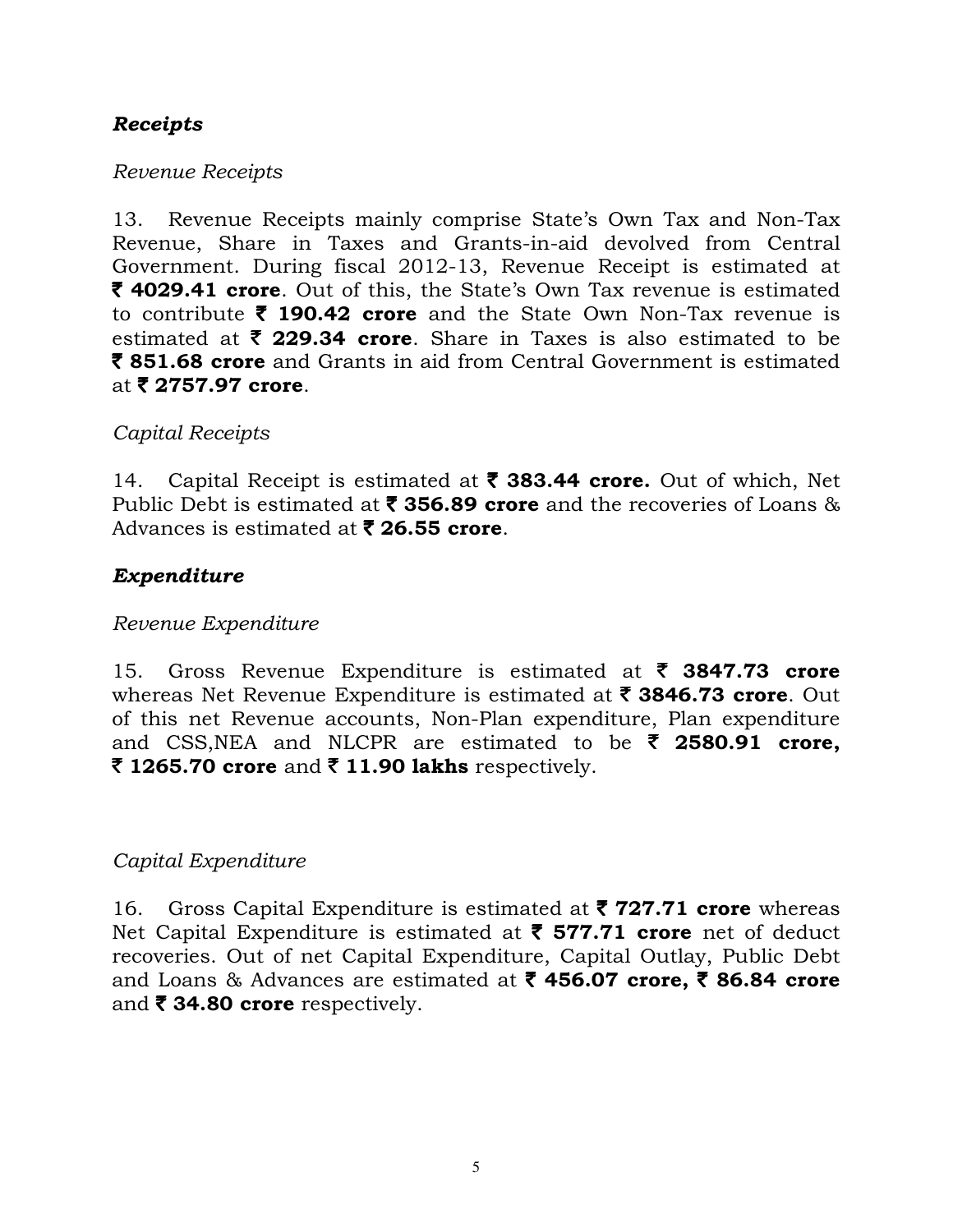### ***Receipts***

*Revenue Receipts*

13. Revenue Receipts mainly comprise State's Own Tax and Non-Tax Revenue, Share in Taxes and Grants-in-aid devolved from Central Government. During fiscal 2012-13, Revenue Receipt is estimated at **₹ 4029.41 crore**. Out of this, the State's Own Tax revenue is estimated to contribute **₹ 190.42 crore** and the State Own Non-Tax revenue is estimated at **₹ 229.34 crore**. Share in Taxes is also estimated to be **₹ 851.68 crore** and Grants in aid from Central Government is estimated at **₹ 2757.97 crore**.

*Capital Receipts*

14. Capital Receipt is estimated at **₹ 383.44 crore.** Out of which, Net Public Debt is estimated at **₹ 356.89 crore** and the recoveries of Loans & Advances is estimated at **₹ 26.55 crore**.

### ***Expenditure***

*Revenue Expenditure*

15. Gross Revenue Expenditure is estimated at **₹ 3847.73 crore** whereas Net Revenue Expenditure is estimated at **₹ 3846.73 crore**. Out of this net Revenue accounts, Non-Plan expenditure, Plan expenditure and CSS,NEA and NLCPR are estimated to be **₹ 2580.91 crore, ₹ 1265.70 crore** and **₹ 11.90 lakhs** respectively.

*Capital Expenditure*

16. Gross Capital Expenditure is estimated at **₹ 727.71 crore** whereas Net Capital Expenditure is estimated at **₹ 577.71 crore** net of deduct recoveries. Out of net Capital Expenditure, Capital Outlay, Public Debt and Loans & Advances are estimated at **₹ 456.07 crore, ₹ 86.84 crore** and **₹ 34.80 crore** respectively.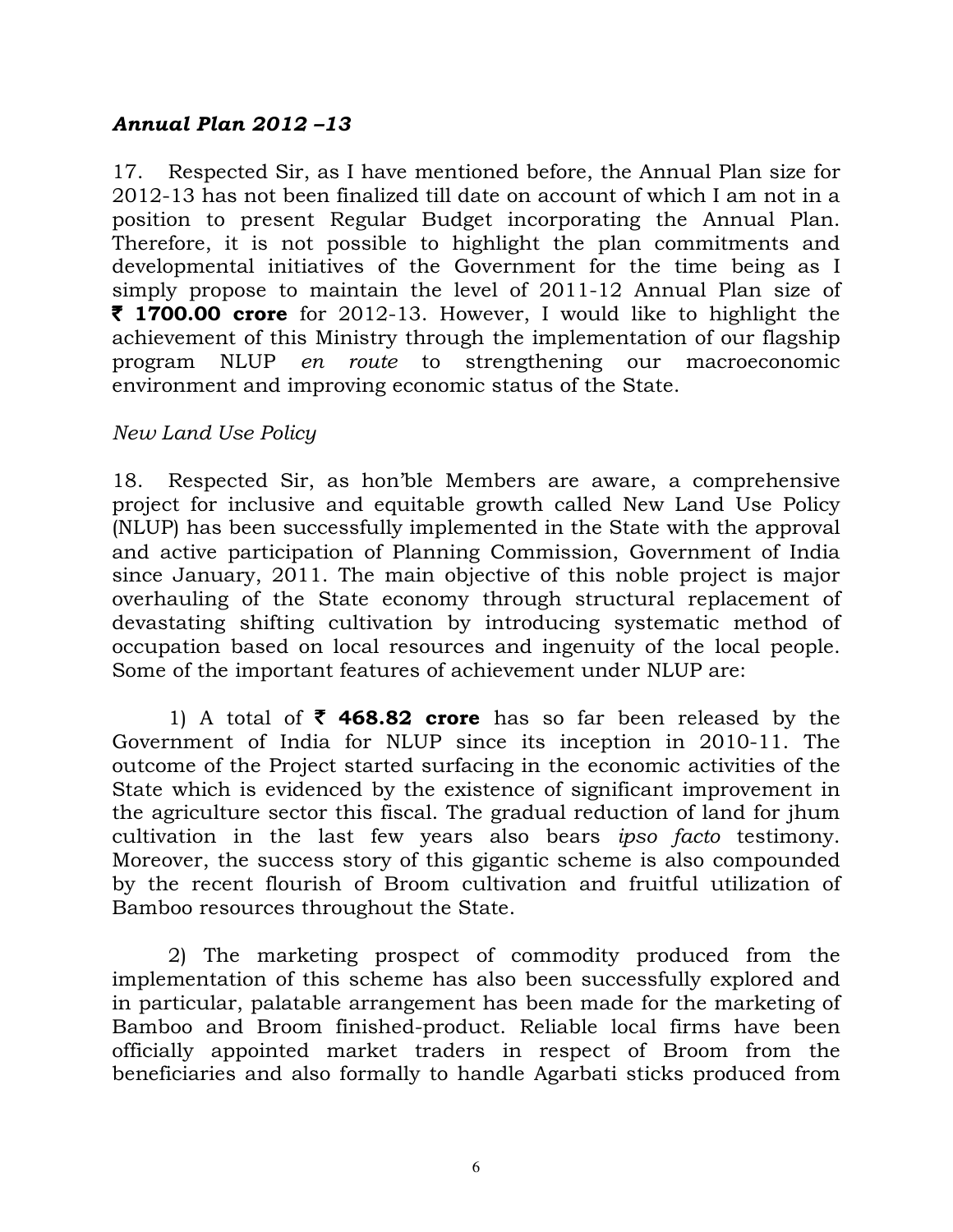## *Annual Plan 2012 –13*

17. Respected Sir, as I have mentioned before, the Annual Plan size for 2012-13 has not been finalized till date on account of which I am not in a position to present Regular Budget incorporating the Annual Plan. Therefore, it is not possible to highlight the plan commitments and developmental initiatives of the Government for the time being as I simply propose to maintain the level of 2011-12 Annual Plan size of **₹ 1700.00 crore** for 2012-13. However, I would like to highlight the achievement of this Ministry through the implementation of our flagship program NLUP *en route* to strengthening our macroeconomic environment and improving economic status of the State.

### *New Land Use Policy*

18. Respected Sir, as hon'ble Members are aware, a comprehensive project for inclusive and equitable growth called New Land Use Policy (NLUP) has been successfully implemented in the State with the approval and active participation of Planning Commission, Government of India since January, 2011. The main objective of this noble project is major overhauling of the State economy through structural replacement of devastating shifting cultivation by introducing systematic method of occupation based on local resources and ingenuity of the local people. Some of the important features of achievement under NLUP are:

1) A total of **₹ 468.82 crore** has so far been released by the Government of India for NLUP since its inception in 2010-11. The outcome of the Project started surfacing in the economic activities of the State which is evidenced by the existence of significant improvement in the agriculture sector this fiscal. The gradual reduction of land for jhum cultivation in the last few years also bears *ipso facto* testimony. Moreover, the success story of this gigantic scheme is also compounded by the recent flourish of Broom cultivation and fruitful utilization of Bamboo resources throughout the State.

2) The marketing prospect of commodity produced from the implementation of this scheme has also been successfully explored and in particular, palatable arrangement has been made for the marketing of Bamboo and Broom finished-product. Reliable local firms have been officially appointed market traders in respect of Broom from the beneficiaries and also formally to handle Agarbati sticks produced from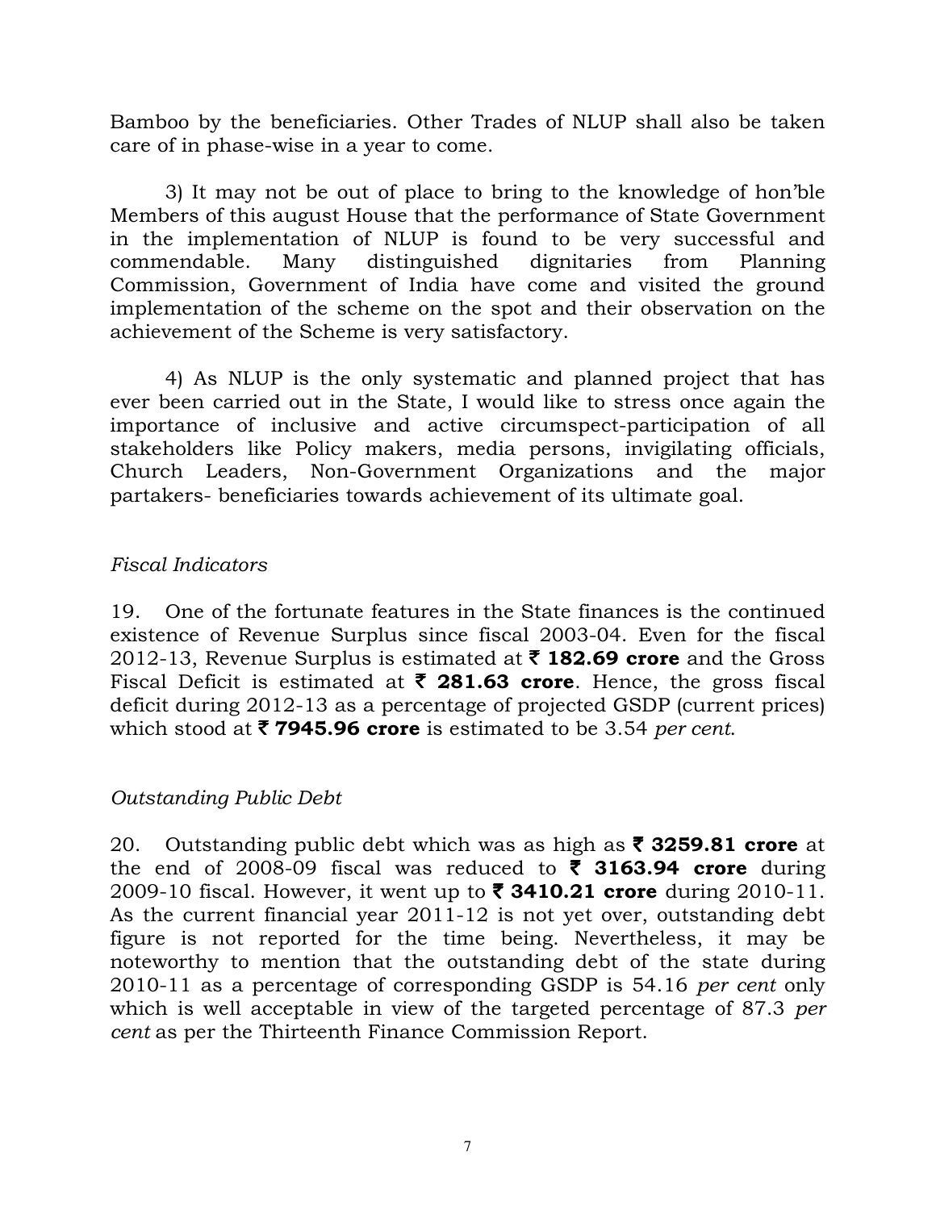Bamboo by the beneficiaries. Other Trades of NLUP shall also be taken care of in phase-wise in a year to come.

3) It may not be out of place to bring to the knowledge of hon'ble Members of this august House that the performance of State Government in the implementation of NLUP is found to be very successful and commendable. Many distinguished dignitaries from Planning Commission, Government of India have come and visited the ground implementation of the scheme on the spot and their observation on the achievement of the Scheme is very satisfactory.

4) As NLUP is the only systematic and planned project that has ever been carried out in the State, I would like to stress once again the importance of inclusive and active circumspect-participation of all stakeholders like Policy makers, media persons, invigilating officials, Church Leaders, Non-Government Organizations and the major partakers- beneficiaries towards achievement of its ultimate goal.

*Fiscal Indicators*

19. One of the fortunate features in the State finances is the continued existence of Revenue Surplus since fiscal 2003-04. Even for the fiscal 2012-13, Revenue Surplus is estimated at ₹ **182.69 crore** and the Gross Fiscal Deficit is estimated at ₹ **281.63 crore**. Hence, the gross fiscal deficit during 2012-13 as a percentage of projected GSDP (current prices) which stood at ₹ **7945.96 crore** is estimated to be 3.54 *per cent*.

*Outstanding Public Debt*

20. Outstanding public debt which was as high as ₹ **3259.81 crore** at the end of 2008-09 fiscal was reduced to ₹ **3163.94 crore** during 2009-10 fiscal. However, it went up to ₹ **3410.21 crore** during 2010-11. As the current financial year 2011-12 is not yet over, outstanding debt figure is not reported for the time being. Nevertheless, it may be noteworthy to mention that the outstanding debt of the state during 2010-11 as a percentage of corresponding GSDP is 54.16 *per cent* only which is well acceptable in view of the targeted percentage of 87.3 *per cent* as per the Thirteenth Finance Commission Report.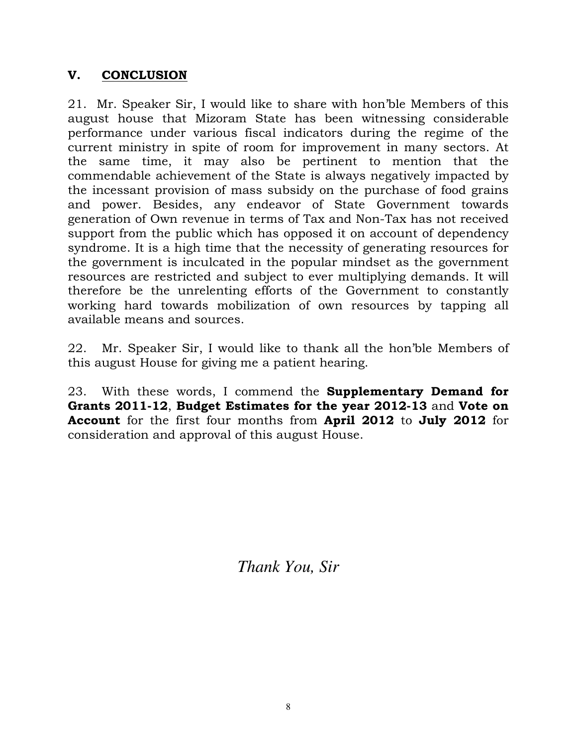## V. <u>CONCLUSION</u>

21. Mr. Speaker Sir, I would like to share with hon'ble Members of this august house that Mizoram State has been witnessing considerable performance under various fiscal indicators during the regime of the current ministry in spite of room for improvement in many sectors. At the same time, it may also be pertinent to mention that the commendable achievement of the State is always negatively impacted by the incessant provision of mass subsidy on the purchase of food grains and power. Besides, any endeavor of State Government towards generation of Own revenue in terms of Tax and Non-Tax has not received support from the public which has opposed it on account of dependency syndrome. It is a high time that the necessity of generating resources for the government is inculcated in the popular mindset as the government resources are restricted and subject to ever multiplying demands. It will therefore be the unrelenting efforts of the Government to constantly working hard towards mobilization of own resources by tapping all available means and sources.

22. Mr. Speaker Sir, I would like to thank all the hon'ble Members of this august House for giving me a patient hearing.

23. With these words, I commend the **Supplementary Demand for Grants 2011-12**, **Budget Estimates for the year 2012-13** and **Vote on Account** for the first four months from **April 2012** to **July 2012** for consideration and approval of this august House.

*Thank You, Sir*